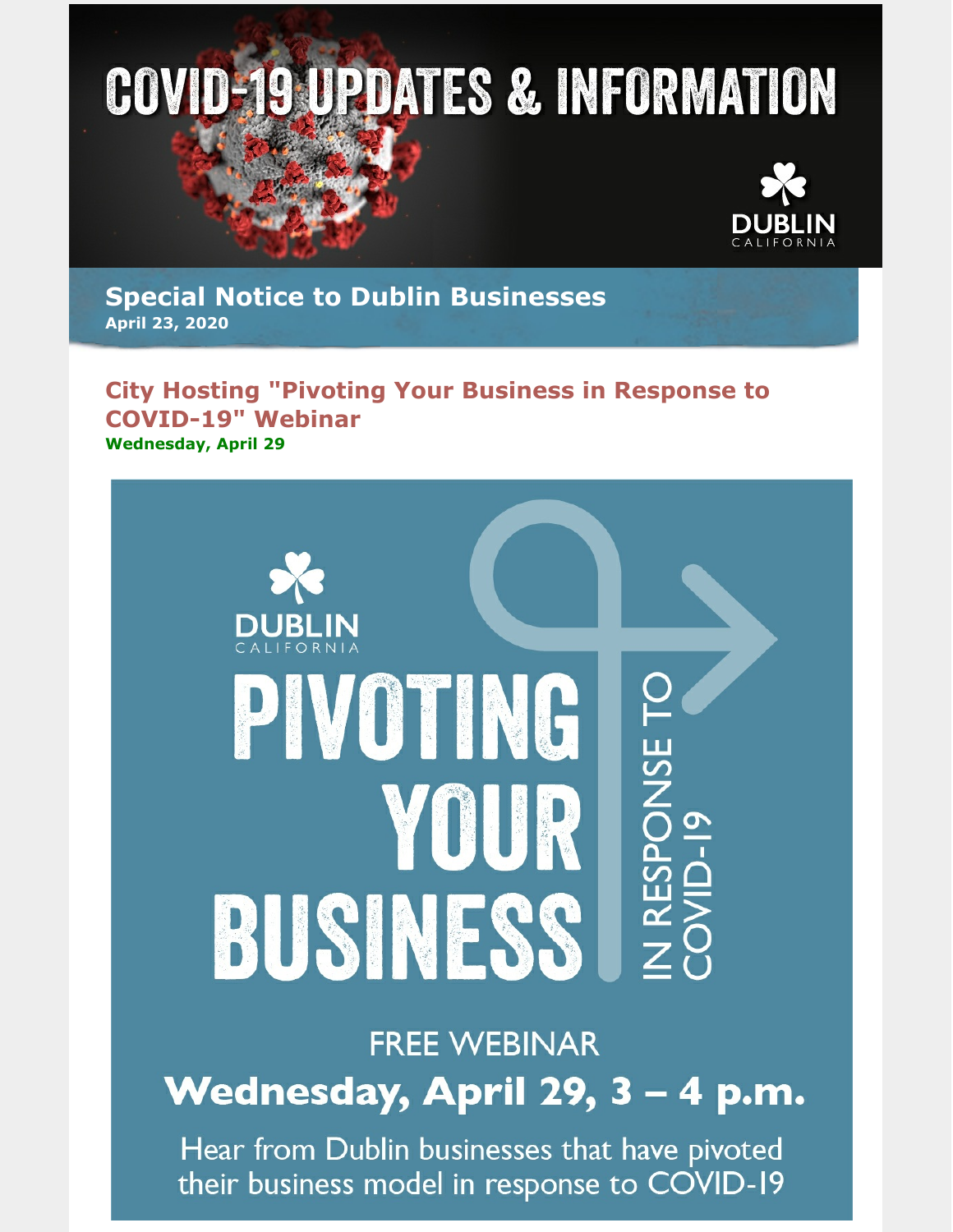# COVID-19 UPDATES & INFORMATION

DUBLIN
CALIFORNIA

## Special Notice to Dublin Businesses

**April 23, 2020**

### City Hosting "Pivoting Your Business in Response to COVID-19" Webinar

**Wednesday, April 29**

DUBLIN
CALIFORNIA

PIVOTING YOUR BUSINESS

IN RESPONSE TO COVID-19

FREE WEBINAR

**Wednesday, April 29, 3 – 4 p.m.**

Hear from Dublin businesses that have pivoted their business model in response to COVID-19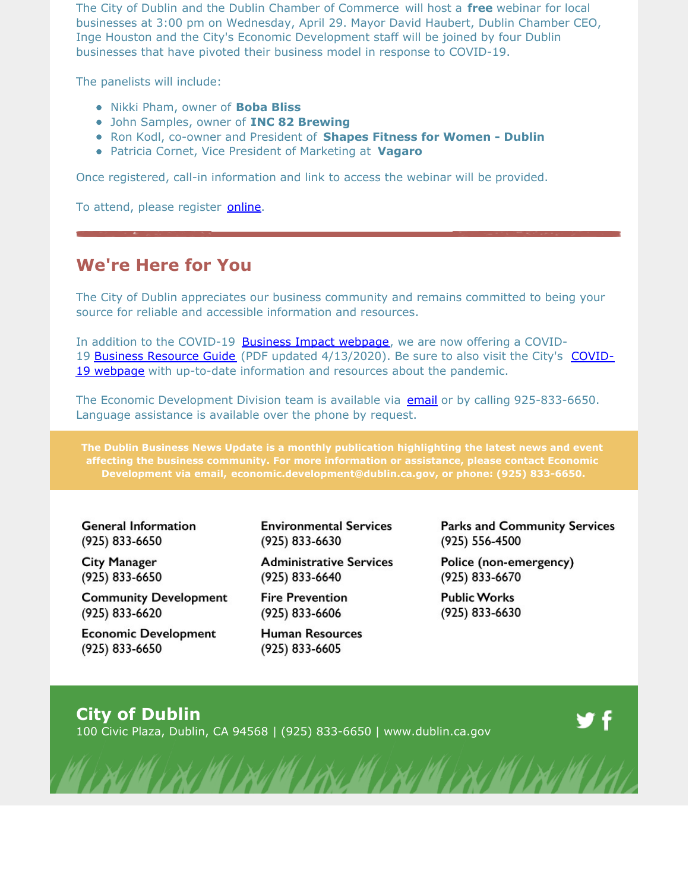The City of Dublin and the Dublin Chamber of Commerce will host a **free** webinar for local businesses at 3:00 pm on Wednesday, April 29. Mayor David Haubert, Dublin Chamber CEO, Inge Houston and the City's Economic Development staff will be joined by four Dublin businesses that have pivoted their business model in response to COVID-19.

The panelists will include:

- Nikki Pham, owner of **Boba Bliss**
- John Samples, owner of **INC 82 Brewing**
- Ron Kodl, co-owner and President of **Shapes Fitness for Women - Dublin**
- Patricia Cornet, Vice President of Marketing at **Vagaro**

Once registered, call-in information and link to access the webinar will be provided.

To attend, please register online.

## We're Here for You

The City of Dublin appreciates our business community and remains committed to being your source for reliable and accessible information and resources.

In addition to the COVID-19 Business Impact webpage, we are now offering a COVID-19 Business Resource Guide (PDF updated 4/13/2020). Be sure to also visit the City's COVID-19 webpage with up-to-date information and resources about the pandemic.

The Economic Development Division team is available via email or by calling 925-833-6650. Language assistance is available over the phone by request.

**The Dublin Business News Update is a monthly publication highlighting the latest news and event affecting the business community. For more information or assistance, please contact Economic Development via email, economic.development@dublin.ca.gov, or phone: (925) 833-6650.**

**General Information**
(925) 833-6650

**City Manager**
(925) 833-6650

**Community Development**
(925) 833-6620

**Economic Development**
(925) 833-6650

**Environmental Services**
(925) 833-6630

**Administrative Services**
(925) 833-6640

**Fire Prevention**
(925) 833-6606

**Human Resources**
(925) 833-6605

**Parks and Community Services**
(925) 556-4500

**Police (non-emergency)**
(925) 833-6670

**Public Works**
(925) 833-6630

**City of Dublin**
100 Civic Plaza, Dublin, CA 94568 | (925) 833-6650 | www.dublin.ca.gov